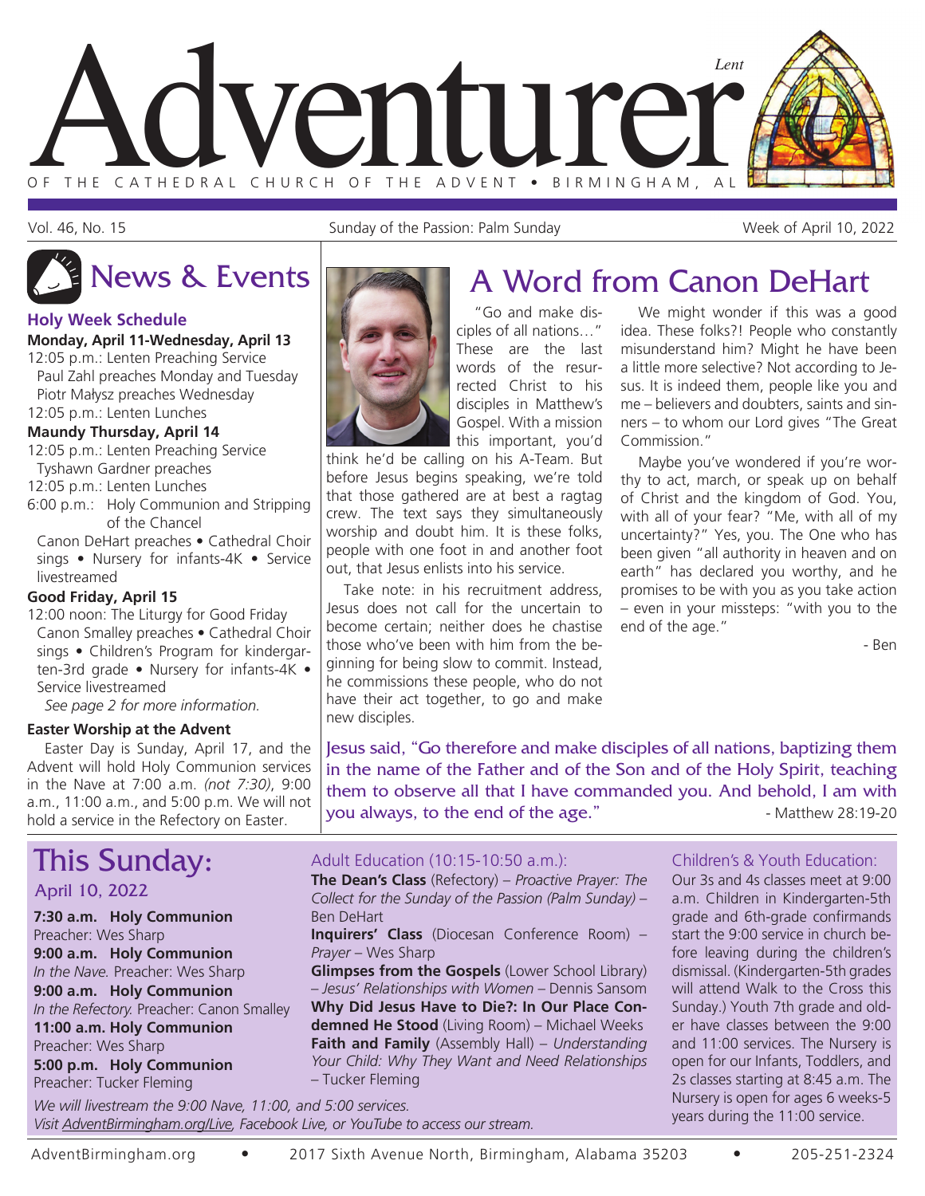# Adventurer

*Lent*

OF THE CATHEDRAL CHURCH OF THE ADVENT • BIRMINGHAM, AL

Vol. 46, No. 15 — Sunday of the Passion: Palm Sunday — Week of April 10, 2022

## News & Events

### Holy Week Schedule

**Monday, April 11-Wednesday, April 13**

12:05 p.m.: Lenten Preaching Service
Paul Zahl preaches Monday and Tuesday
Piotr Małysz preaches Wednesday

12:05 p.m.: Lenten Lunches

**Maundy Thursday, April 14**

12:05 p.m.: Lenten Preaching Service
Tyshawn Gardner preaches

12:05 p.m.: Lenten Lunches

6:00 p.m.: Holy Communion and Stripping of the Chancel
Canon DeHart preaches • Cathedral Choir sings • Nursery for infants-4K • Service livestreamed

**Good Friday, April 15**

12:00 noon: The Liturgy for Good Friday
Canon Smalley preaches • Cathedral Choir sings • Children's Program for kindergarten-3rd grade • Nursery for infants-4K • Service livestreamed

*See page 2 for more information.*

**Easter Worship at the Advent**

Easter Day is Sunday, April 17, and the Advent will hold Holy Communion services in the Nave at 7:00 a.m. *(not 7:30)*, 9:00 a.m., 11:00 a.m., and 5:00 p.m. We will not hold a service in the Refectory on Easter.

## A Word from Canon DeHart

"Go and make disciples of all nations…" These are the last words of the resurrected Christ to his disciples in Matthew's Gospel. With a mission this important, you'd think he'd be calling on his A-Team. But before Jesus begins speaking, we're told that those gathered are at best a ragtag crew. The text says they simultaneously worship and doubt him. It is these folks, people with one foot in and another foot out, that Jesus enlists into his service.

Take note: in his recruitment address, Jesus does not call for the uncertain to become certain; neither does he chastise those who've been with him from the beginning for being slow to commit. Instead, he commissions these people, who do not have their act together, to go and make new disciples.

We might wonder if this was a good idea. These folks?! People who constantly misunderstand him? Might he have been a little more selective? Not according to Jesus. It is indeed them, people like you and me – believers and doubters, saints and sinners – to whom our Lord gives "The Great Commission."

Maybe you've wondered if you're worthy to act, march, or speak up on behalf of Christ and the kingdom of God. You, with all of your fear? "Me, with all of my uncertainty?" Yes, you. The One who has been given "all authority in heaven and on earth" has declared you worthy, and he promises to be with you as you take action – even in your missteps: "with you to the end of the age."

- Ben

Jesus said, "Go therefore and make disciples of all nations, baptizing them in the name of the Father and of the Son and of the Holy Spirit, teaching them to observe all that I have commanded you. And behold, I am with you always, to the end of the age." - Matthew 28:19-20

## This Sunday:

### April 10, 2022

**7:30 a.m. Holy Communion**
Preacher: Wes Sharp

**9:00 a.m. Holy Communion**
*In the Nave.* Preacher: Wes Sharp

**9:00 a.m. Holy Communion**
*In the Refectory.* Preacher: Canon Smalley

**11:00 a.m. Holy Communion**
Preacher: Wes Sharp

**5:00 p.m. Holy Communion**
Preacher: Tucker Fleming

### Adult Education (10:15-10:50 a.m.):

**The Dean's Class** (Refectory) – *Proactive Prayer: The Collect for the Sunday of the Passion (Palm Sunday)* – Ben DeHart

**Inquirers' Class** (Diocesan Conference Room) – *Prayer* – Wes Sharp

**Glimpses from the Gospels** (Lower School Library) – *Jesus' Relationships with Women* – Dennis Sansom

**Why Did Jesus Have to Die?: In Our Place Condemned He Stood** (Living Room) – Michael Weeks

**Faith and Family** (Assembly Hall) – *Understanding Your Child: Why They Want and Need Relationships* – Tucker Fleming

*We will livestream the 9:00 Nave, 11:00, and 5:00 services.*
*Visit AdventBirmingham.org/Live, Facebook Live, or YouTube to access our stream.*

### Children's & Youth Education:

Our 3s and 4s classes meet at 9:00 a.m. Children in Kindergarten-5th grade and 6th-grade confirmands start the 9:00 service in church before leaving during the children's dismissal. (Kindergarten-5th grades will attend Walk to the Cross this Sunday.) Youth 7th grade and older have classes between the 9:00 and 11:00 services. The Nursery is open for our Infants, Toddlers, and 2s classes starting at 8:45 a.m. The Nursery is open for ages 6 weeks-5 years during the 11:00 service.

AdventBirmingham.org • 2017 Sixth Avenue North, Birmingham, Alabama 35203 • 205-251-2324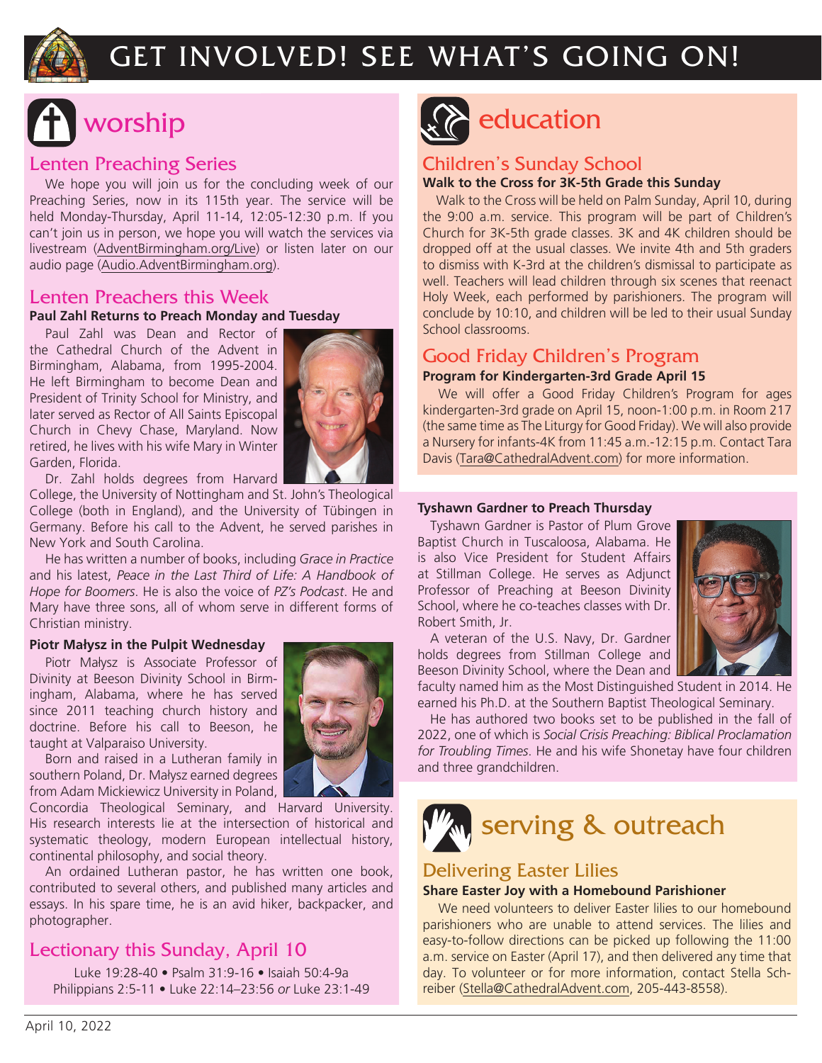# GET INVOLVED! SEE WHAT'S GOING ON!

## worship

### Lenten Preaching Series

We hope you will join us for the concluding week of our Preaching Series, now in its 115th year. The service will be held Monday-Thursday, April 11-14, 12:05-12:30 p.m. If you can't join us in person, we hope you will watch the services via livestream (AdventBirmingham.org/Live) or listen later on our audio page (Audio.AdventBirmingham.org).

### Lenten Preachers this Week

**Paul Zahl Returns to Preach Monday and Tuesday**

Paul Zahl was Dean and Rector of the Cathedral Church of the Advent in Birmingham, Alabama, from 1995-2004. He left Birmingham to become Dean and President of Trinity School for Ministry, and later served as Rector of All Saints Episcopal Church in Chevy Chase, Maryland. Now retired, he lives with his wife Mary in Winter Garden, Florida.

Dr. Zahl holds degrees from Harvard College, the University of Nottingham and St. John's Theological College (both in England), and the University of Tübingen in Germany. Before his call to the Advent, he served parishes in New York and South Carolina.

He has written a number of books, including *Grace in Practice* and his latest, *Peace in the Last Third of Life: A Handbook of Hope for Boomers*. He is also the voice of *PZ's Podcast*. He and Mary have three sons, all of whom serve in different forms of Christian ministry.

**Piotr Małysz in the Pulpit Wednesday**

Piotr Małysz is Associate Professor of Divinity at Beeson Divinity School in Birmingham, Alabama, where he has served since 2011 teaching church history and doctrine. Before his call to Beeson, he taught at Valparaiso University.

Born and raised in a Lutheran family in southern Poland, Dr. Małysz earned degrees from Adam Mickiewicz University in Poland, Concordia Theological Seminary, and Harvard University. His research interests lie at the intersection of historical and systematic theology, modern European intellectual history, continental philosophy, and social theory.

An ordained Lutheran pastor, he has written one book, contributed to several others, and published many articles and essays. In his spare time, he is an avid hiker, backpacker, and photographer.

**Tyshawn Gardner to Preach Thursday**

Tyshawn Gardner is Pastor of Plum Grove Baptist Church in Tuscaloosa, Alabama. He is also Vice President for Student Affairs at Stillman College. He serves as Adjunct Professor of Preaching at Beeson Divinity School, where he co-teaches classes with Dr. Robert Smith, Jr.

A veteran of the U.S. Navy, Dr. Gardner holds degrees from Stillman College and Beeson Divinity School, where the Dean and faculty named him as the Most Distinguished Student in 2014. He earned his Ph.D. at the Southern Baptist Theological Seminary.

He has authored two books set to be published in the fall of 2022, one of which is *Social Crisis Preaching: Biblical Proclamation for Troubling Times*. He and his wife Shonetay have four children and three grandchildren.

### Lectionary this Sunday, April 10

Luke 19:28-40 • Psalm 31:9-16 • Isaiah 50:4-9a
Philippians 2:5-11 • Luke 22:14–23:56 *or* Luke 23:1-49

## education

### Children's Sunday School

**Walk to the Cross for 3K-5th Grade this Sunday**

Walk to the Cross will be held on Palm Sunday, April 10, during the 9:00 a.m. service. This program will be part of Children's Church for 3K-5th grade classes. 3K and 4K children should be dropped off at the usual classes. We invite 4th and 5th graders to dismiss with K-3rd at the children's dismissal to participate as well. Teachers will lead children through six scenes that reenact Holy Week, each performed by parishioners. The program will conclude by 10:10, and children will be led to their usual Sunday School classrooms.

### Good Friday Children's Program

**Program for Kindergarten-3rd Grade April 15**

We will offer a Good Friday Children's Program for ages kindergarten-3rd grade on April 15, noon-1:00 p.m. in Room 217 (the same time as The Liturgy for Good Friday). We will also provide a Nursery for infants-4K from 11:45 a.m.-12:15 p.m. Contact Tara Davis (Tara@CathedralAdvent.com) for more information.

## serving & outreach

### Delivering Easter Lilies

**Share Easter Joy with a Homebound Parishioner**

We need volunteers to deliver Easter lilies to our homebound parishioners who are unable to attend services. The lilies and easy-to-follow directions can be picked up following the 11:00 a.m. service on Easter (April 17), and then delivered any time that day. To volunteer or for more information, contact Stella Schreiber (Stella@CathedralAdvent.com, 205-443-8558).

April 10, 2022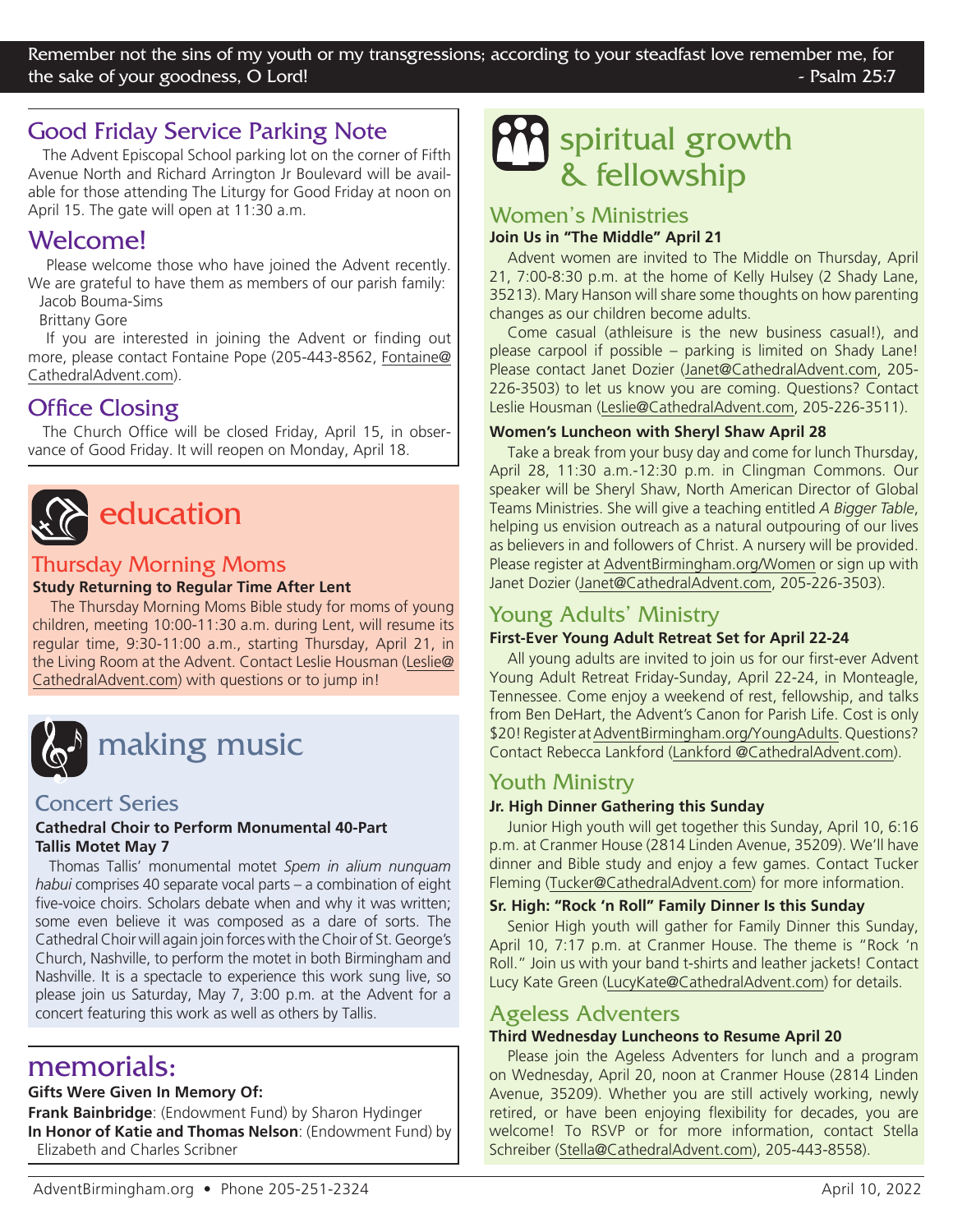Remember not the sins of my youth or my transgressions; according to your steadfast love remember me, for the sake of your goodness, O Lord! - Psalm 25:7

## Good Friday Service Parking Note

The Advent Episcopal School parking lot on the corner of Fifth Avenue North and Richard Arrington Jr Boulevard will be available for those attending The Liturgy for Good Friday at noon on April 15. The gate will open at 11:30 a.m.

## Welcome!

Please welcome those who have joined the Advent recently. We are grateful to have them as members of our parish family:

Jacob Bouma-Sims
Brittany Gore

If you are interested in joining the Advent or finding out more, please contact Fontaine Pope (205-443-8562, Fontaine@CathedralAdvent.com).

## Office Closing

The Church Office will be closed Friday, April 15, in observance of Good Friday. It will reopen on Monday, April 18.

# education

## Thursday Morning Moms

**Study Returning to Regular Time After Lent**

The Thursday Morning Moms Bible study for moms of young children, meeting 10:00-11:30 a.m. during Lent, will resume its regular time, 9:30-11:00 a.m., starting Thursday, April 21, in the Living Room at the Advent. Contact Leslie Housman (Leslie@CathedralAdvent.com) with questions or to jump in!

# making music

## Concert Series

**Cathedral Choir to Perform Monumental 40-Part Tallis Motet May 7**

Thomas Tallis' monumental motet *Spem in alium nunquam habui* comprises 40 separate vocal parts – a combination of eight five-voice choirs. Scholars debate when and why it was written; some even believe it was composed as a dare of sorts. The Cathedral Choir will again join forces with the Choir of St. George's Church, Nashville, to perform the motet in both Birmingham and Nashville. It is a spectacle to experience this work sung live, so please join us Saturday, May 7, 3:00 p.m. at the Advent for a concert featuring this work as well as others by Tallis.

# memorials:

**Gifts Were Given In Memory Of:**

**Frank Bainbridge**: (Endowment Fund) by Sharon Hydinger
**In Honor of Katie and Thomas Nelson**: (Endowment Fund) by Elizabeth and Charles Scribner

# spiritual growth & fellowship

## Women's Ministries

**Join Us in "The Middle" April 21**

Advent women are invited to The Middle on Thursday, April 21, 7:00-8:30 p.m. at the home of Kelly Hulsey (2 Shady Lane, 35213). Mary Hanson will share some thoughts on how parenting changes as our children become adults.

Come casual (athleisure is the new business casual!), and please carpool if possible – parking is limited on Shady Lane! Please contact Janet Dozier (Janet@CathedralAdvent.com, 205-226-3503) to let us know you are coming. Questions? Contact Leslie Housman (Leslie@CathedralAdvent.com, 205-226-3511).

**Women's Luncheon with Sheryl Shaw April 28**

Take a break from your busy day and come for lunch Thursday, April 28, 11:30 a.m.-12:30 p.m. in Clingman Commons. Our speaker will be Sheryl Shaw, North American Director of Global Teams Ministries. She will give a teaching entitled *A Bigger Table*, helping us envision outreach as a natural outpouring of our lives as believers in and followers of Christ. A nursery will be provided. Please register at AdventBirmingham.org/Women or sign up with Janet Dozier (Janet@CathedralAdvent.com, 205-226-3503).

## Young Adults' Ministry

**First-Ever Young Adult Retreat Set for April 22-24**

All young adults are invited to join us for our first-ever Advent Young Adult Retreat Friday-Sunday, April 22-24, in Monteagle, Tennessee. Come enjoy a weekend of rest, fellowship, and talks from Ben DeHart, the Advent's Canon for Parish Life. Cost is only $20! Register at AdventBirmingham.org/YoungAdults. Questions? Contact Rebecca Lankford (Lankford @CathedralAdvent.com).

## Youth Ministry

**Jr. High Dinner Gathering this Sunday**

Junior High youth will get together this Sunday, April 10, 6:16 p.m. at Cranmer House (2814 Linden Avenue, 35209). We'll have dinner and Bible study and enjoy a few games. Contact Tucker Fleming (Tucker@CathedralAdvent.com) for more information.

**Sr. High: "Rock 'n Roll" Family Dinner Is this Sunday**

Senior High youth will gather for Family Dinner this Sunday, April 10, 7:17 p.m. at Cranmer House. The theme is "Rock 'n Roll." Join us with your band t-shirts and leather jackets! Contact Lucy Kate Green (LucyKate@CathedralAdvent.com) for details.

## Ageless Adventers

**Third Wednesday Luncheons to Resume April 20**

Please join the Ageless Adventers for lunch and a program on Wednesday, April 20, noon at Cranmer House (2814 Linden Avenue, 35209). Whether you are still actively working, newly retired, or have been enjoying flexibility for decades, you are welcome! To RSVP or for more information, contact Stella Schreiber (Stella@CathedralAdvent.com), 205-443-8558).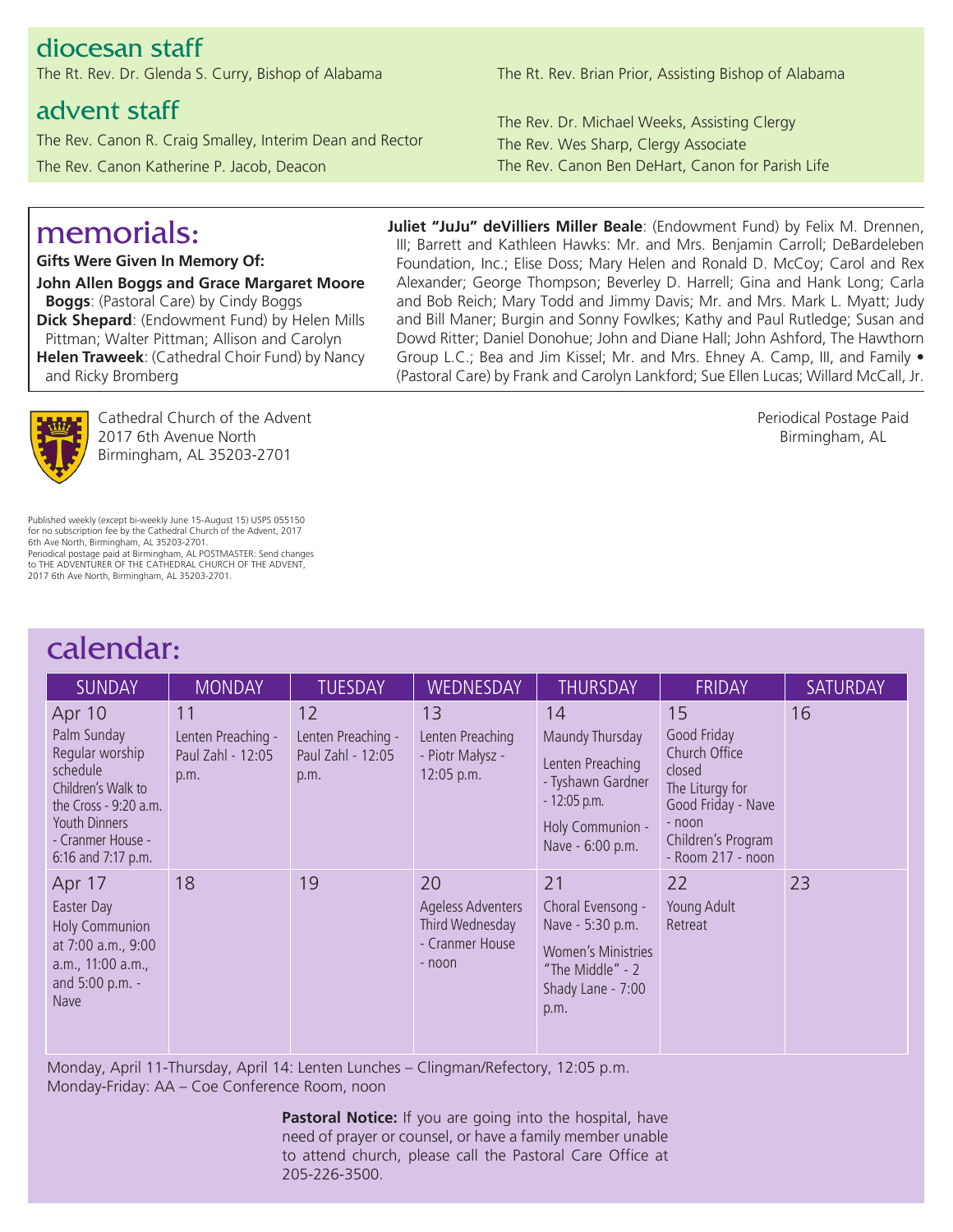## diocesan staff

The Rt. Rev. Dr. Glenda S. Curry, Bishop of Alabama

The Rt. Rev. Brian Prior, Assisting Bishop of Alabama

## advent staff

The Rev. Canon R. Craig Smalley, Interim Dean and Rector

The Rev. Canon Katherine P. Jacob, Deacon

The Rev. Dr. Michael Weeks, Assisting Clergy

The Rev. Wes Sharp, Clergy Associate

The Rev. Canon Ben DeHart, Canon for Parish Life

## memorials:

**Gifts Were Given In Memory Of:**

**John Allen Boggs and Grace Margaret Moore Boggs**: (Pastoral Care) by Cindy Boggs

**Dick Shepard**: (Endowment Fund) by Helen Mills Pittman; Walter Pittman; Allison and Carolyn

**Helen Traweek**: (Cathedral Choir Fund) by Nancy and Ricky Bromberg

**Juliet "JuJu" deVilliers Miller Beale**: (Endowment Fund) by Felix M. Drennen, III; Barrett and Kathleen Hawks: Mr. and Mrs. Benjamin Carroll; DeBardeleben Foundation, Inc.; Elise Doss; Mary Helen and Ronald D. McCoy; Carol and Rex Alexander; George Thompson; Beverley D. Harrell; Gina and Hank Long; Carla and Bob Reich; Mary Todd and Jimmy Davis; Mr. and Mrs. Mark L. Myatt; Judy and Bill Maner; Burgin and Sonny Fowlkes; Kathy and Paul Rutledge; Susan and Dowd Ritter; Daniel Donohue; John and Diane Hall; John Ashford, The Hawthorn Group L.C.; Bea and Jim Kissel; Mr. and Mrs. Ehney A. Camp, III, and Family • (Pastoral Care) by Frank and Carolyn Lankford; Sue Ellen Lucas; Willard McCall, Jr.

Cathedral Church of the Advent
2017 6th Avenue North
Birmingham, AL 35203-2701

Periodical Postage Paid
Birmingham, AL

Published weekly (except bi-weekly June 15-August 15) USPS 055150 for no subscription fee by the Cathedral Church of the Advent, 2017 6th Ave North, Birmingham, AL 35203-2701.
Periodical postage paid at Birmingham, AL POSTMASTER: Send changes to THE ADVENTURER OF THE CATHEDRAL CHURCH OF THE ADVENT, 2017 6th Ave North, Birmingham, AL 35203-2701.

## calendar:

| SUNDAY | MONDAY | TUESDAY | WEDNESDAY | THURSDAY | FRIDAY | SATURDAY |
|---|---|---|---|---|---|---|
| Apr 10 Palm Sunday Regular worship schedule Children's Walk to the Cross - 9:20 a.m. Youth Dinners - Cranmer House - 6:16 and 7:17 p.m. | 11 Lenten Preaching - Paul Zahl - 12:05 p.m. | 12 Lenten Preaching - Paul Zahl - 12:05 p.m. | 13 Lenten Preaching - Piotr Małysz - 12:05 p.m. | 14 Maundy Thursday Lenten Preaching - Tyshawn Gardner - 12:05 p.m. Holy Communion - Nave - 6:00 p.m. | 15 Good Friday Church Office closed The Liturgy for Good Friday - Nave - noon Children's Program - Room 217 - noon | 16 |
| Apr 17 Easter Day Holy Communion at 7:00 a.m., 9:00 a.m., 11:00 a.m., and 5:00 p.m. - Nave | 18 | 19 | 20 Ageless Adventers Third Wednesday - Cranmer House - noon | 21 Choral Evensong - Nave - 5:30 p.m. Women's Ministries "The Middle" - 2 Shady Lane - 7:00 p.m. | 22 Young Adult Retreat | 23 |

Monday, April 11-Thursday, April 14: Lenten Lunches – Clingman/Refectory, 12:05 p.m.
Monday-Friday: AA – Coe Conference Room, noon

**Pastoral Notice:** If you are going into the hospital, have need of prayer or counsel, or have a family member unable to attend church, please call the Pastoral Care Office at 205-226-3500.